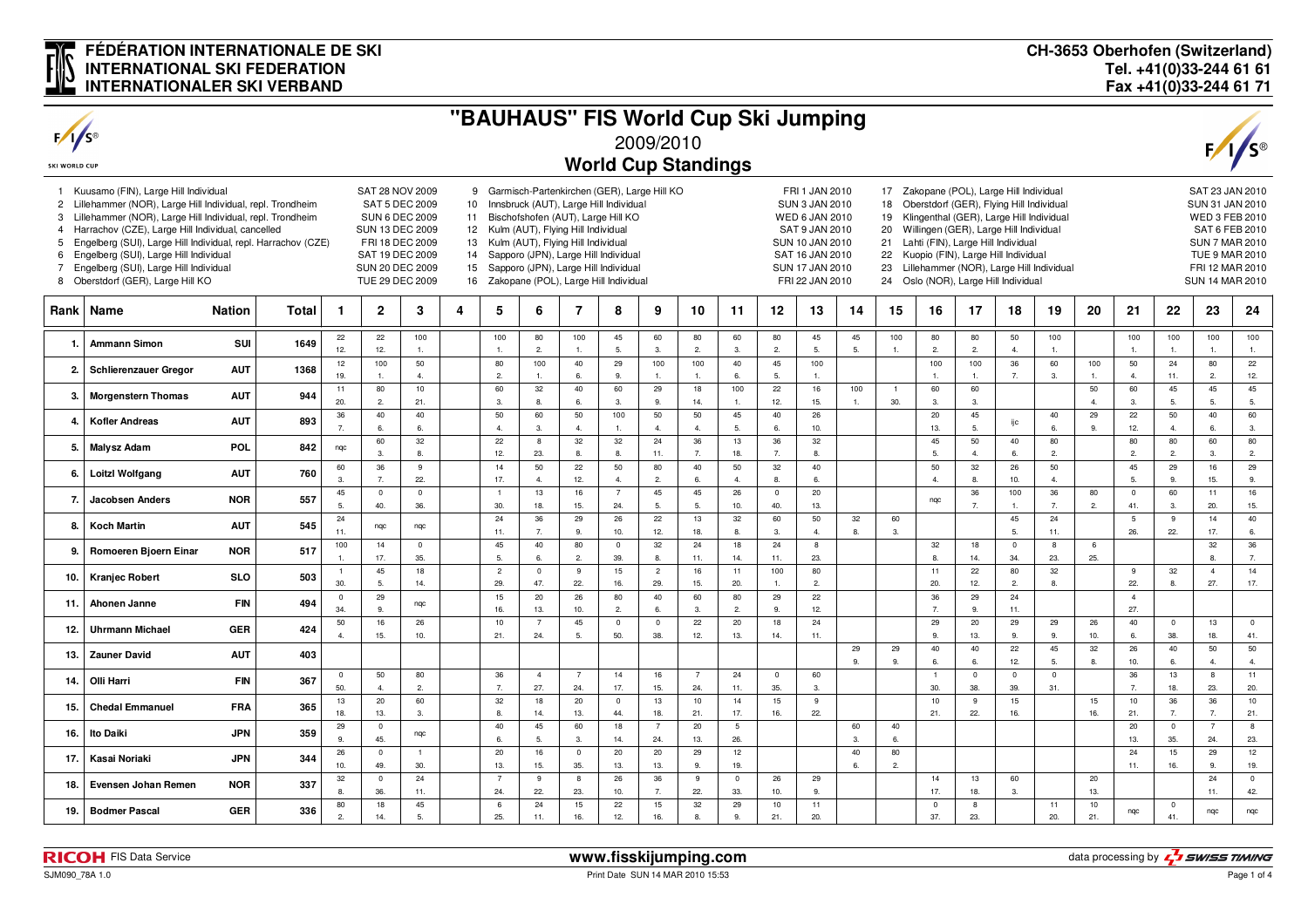# "BAUHAUS" FIS World Cup Ski Jumping

## 2009/2010

## World Cup Standings

1. Kuusamo (FIN), Large Hill Individual — SAT 28 NOV 2009
2. Lillehammer (NOR), Large Hill Individual, repl. Trondheim — SAT 5 DEC 2009
3. Lillehammer (NOR), Large Hill Individual, repl. Trondheim — SUN 6 DEC 2009
4. Harrachov (CZE), Large Hill Individual, cancelled — SUN 13 DEC 2009
5. Engelberg (SUI), Large Hill Individual, repl. Harrachov (CZE) — FRI 18 DEC 2009
6. Engelberg (SUI), Large Hill Individual — SAT 19 DEC 2009
7. Engelberg (SUI), Large Hill Individual — SUN 20 DEC 2009
8. Oberstdorf (GER), Large Hill KO — TUE 29 DEC 2009
9. Garmisch-Partenkirchen (GER), Large Hill KO — FRI 1 JAN 2010
10. Innsbruck (AUT), Large Hill Individual — SUN 3 JAN 2010
11. Bischofshofen (AUT), Large Hill KO — WED 6 JAN 2010
12. Kulm (AUT), Flying Hill Individual — SAT 9 JAN 2010
13. Kulm (AUT), Flying Hill Individual — SUN 10 JAN 2010
14. Sapporo (JPN), Large Hill Individual — SAT 16 JAN 2010
15. Sapporo (JPN), Large Hill Individual — SUN 17 JAN 2010
16. Zakopane (POL), Large Hill Individual — FRI 22 JAN 2010
17. Zakopane (POL), Large Hill Individual — SAT 23 JAN 2010
18. Oberstdorf (GER), Flying Hill Individual — SUN 31 JAN 2010
19. Klingenthal (GER), Large Hill Individual — WED 3 FEB 2010
20. Willingen (GER), Large Hill Individual — SAT 6 FEB 2010
21. Lahti (FIN), Large Hill Individual — SUN 7 MAR 2010
22. Kuopio (FIN), Large Hill Individual — TUE 9 MAR 2010
23. Lillehammer (NOR), Large Hill Individual — FRI 12 MAR 2010
24. Oslo (NOR), Large Hill Individual — SUN 14 MAR 2010

| Rank | Name | Nation | Total | 1 | 2 | 3 | 4 | 5 | 6 | 7 | 8 | 9 | 10 | 11 | 12 | 13 | 14 | 15 | 16 | 17 | 18 | 19 | 20 | 21 | 22 | 23 | 24 |
|---|---|---|---|---|---|---|---|---|---|---|---|---|---|---|---|---|---|---|---|---|---|---|---|---|---|---|---|
| 1. | Ammann Simon | SUI | 1649 | 22 12. | 22 12. | 100 1. | | 100 1. | 80 2. | 100 1. | 45 5. | 60 3. | 80 2. | 60 3. | 80 2. | 45 5. | 45 5. | 100 1. | 80 2. | 80 2. | 50 4. | 100 1. | | 100 1. | 100 1. | 100 1. | 100 1. |
| 2. | Schlierenzauer Gregor | AUT | 1368 | 12 19. | 100 1. | 50 4. | | 80 2. | 100 1. | 40 6. | 29 9. | 100 1. | 100 1. | 40 6. | 45 5. | 100 1. | | | 100 1. | 100 1. | 36 7. | 60 3. | 100 1. | 50 4. | 24 11. | 80 2. | 22 12. |
| 3. | Morgenstern Thomas | AUT | 944 | 11 20. | 80 2. | 10 21. | | 60 3. | 32 8. | 40 6. | 60 3. | 29 9. | 18 14. | 100 1. | 22 12. | 16 15. | 100 1. | 1 30. | 60 3. | 60 3. | | | 50 4. | 60 3. | 45 5. | 45 5. | 45 5. |
| 4. | Kofler Andreas | AUT | 893 | 36 7. | 40 6. | 40 6. | | 50 4. | 60 3. | 50 4. | 100 1. | 50 4. | 50 4. | 45 5. | 40 6. | 26 10. | | | 20 13. | 45 5. | ijc | 40 6. | 29 9. | 22 12. | 50 4. | 40 6. | 60 3. |
| 5. | Malysz Adam | POL | 842 | nqc | 60 3. | 32 8. | | 22 12. | 8 23. | 32 8. | 32 8. | 24 11. | 36 7. | 13 18. | 36 7. | 32 8. | | | 45 5. | 50 4. | 40 6. | 80 2. | | 80 2. | 80 2. | 60 3. | 80 2. |
| 6. | Loitzl Wolfgang | AUT | 760 | 60 3. | 36 7. | 9 22. | | 14 17. | 50 4. | 22 12. | 50 4. | 80 2. | 40 6. | 50 4. | 32 8. | 40 6. | | | 50 4. | 32 8. | 26 10. | 50 4. | | 45 5. | 29 9. | 16 15. | 29 9. |
| 7. | Jacobsen Anders | NOR | 557 | 45 5. | 0 40. | 0 36. | | 1 30. | 13 18. | 16 15. | 7 24. | 45 5. | 45 5. | 26 10. | 0 40. | 20 13. | | | nqc | 36 7. | 100 1. | 36 7. | 80 2. | 0 41. | 60 3. | 11 20. | 16 15. |
| 8. | Koch Martin | AUT | 545 | 24 11. | nqc | nqc | | 24 11. | 36 7. | 29 9. | 26 10. | 22 12. | 13 18. | 32 8. | 60 3. | 50 4. | 32 8. | 60 3. | | | 45 5. | 24 11. | | 5 26. | 9 22. | 14 17. | 40 6. |
| 9. | Romoeren Bjoern Einar | NOR | 517 | 100 1. | 14 17. | 0 35. | | 45 5. | 40 6. | 80 2. | 0 39. | 32 8. | 24 11. | 18 14. | 24 11. | 8 23. | | | 32 8. | 18 14. | 0 34. | 8 23. | 6 25. | | | 32 8. | 36 7. |
| 10. | Kranjec Robert | SLO | 503 | 1 30. | 45 5. | 18 14. | | 2 29. | 0 47. | 9 22. | 15 16. | 2 29. | 16 15. | 11 20. | 100 1. | 80 2. | | | 11 20. | 22 12. | 80 2. | 32 8. | | 9 22. | 32 8. | 4 27. | 14 17. |
| 11. | Ahonen Janne | FIN | 494 | 0 34. | 29 9. | nqc | | 15 16. | 20 13. | 26 10. | 80 2. | 40 6. | 60 3. | 80 2. | 29 9. | 22 12. | | | 36 7. | 29 9. | 24 11. | | | 4 27. | | | |
| 12. | Uhrmann Michael | GER | 424 | 50 4. | 16 15. | 26 10. | | 10 21. | 7 24. | 45 5. | 0 50. | 0 38. | 22 12. | 20 13. | 18 14. | 24 11. | | | 29 9. | 20 13. | 29 9. | 29 9. | 26 10. | 40 6. | 0 38. | 13 18. | 0 41. |
| 13. | Zauner David | AUT | 403 | | | | | | | | | | | | | | 29 9. | 29 9. | 40 6. | 40 6. | 22 12. | 45 5. | 32 8. | 26 10. | 40 6. | 50 4. | 50 4. |
| 14. | Olli Harri | FIN | 367 | 0 50. | 50 4. | 80 2. | | 36 7. | 4 27. | 7 24. | 14 17. | 16 15. | 7 24. | 24 11. | 0 35. | 60 3. | | | 1 30. | 0 38. | 0 39. | 0 31. | | 36 7. | 13 18. | 8 23. | 11 20. |
| 15. | Chedal Emmanuel | FRA | 365 | 13 18. | 20 13. | 60 3. | | 32 8. | 18 14. | 20 13. | 0 44. | 13 18. | 10 21. | 14 17. | 15 16. | 9 22. | | | 10 21. | 9 22. | 15 16. | | 15 16. | 10 21. | 36 7. | 36 7. | 10 21. |
| 16. | Ito Daiki | JPN | 359 | 29 9. | 0 45. | nqc | | 40 6. | 45 5. | 60 3. | 18 14. | 7 24. | 20 13. | 5 26. | | | 60 3. | 40 6. | | | | | | 20 13. | 0 35. | 7 24. | 8 23. |
| 17. | Kasai Noriaki | JPN | 344 | 26 10. | 0 49. | 1 30. | | 20 13. | 16 15. | 0 35. | 20 13. | 20 13. | 29 9. | 12 19. | | | 40 6. | 80 2. | | | | | | 24 11. | 15 16. | 29 9. | 12 19. |
| 18. | Evensen Johan Remen | NOR | 337 | 32 8. | 0 36. | 24 11. | | 7 24. | 9 22. | 8 23. | 26 10. | 36 7. | 9 22. | 0 33. | 26 10. | 29 9. | | | 14 17. | 13 18. | 60 3. | | 20 13. | | | 24 11. | 0 42. |
| 19. | Bodmer Pascal | GER | 336 | 80 2. | 18 14. | 45 5. | | 6 25. | 24 11. | 15 16. | 22 12. | 15 16. | 32 8. | 29 9. | 10 21. | 11 20. | | | 0 37. | 8 23. | | 11 20. | 10 21. | nqc | 0 41. | nqc | nqc |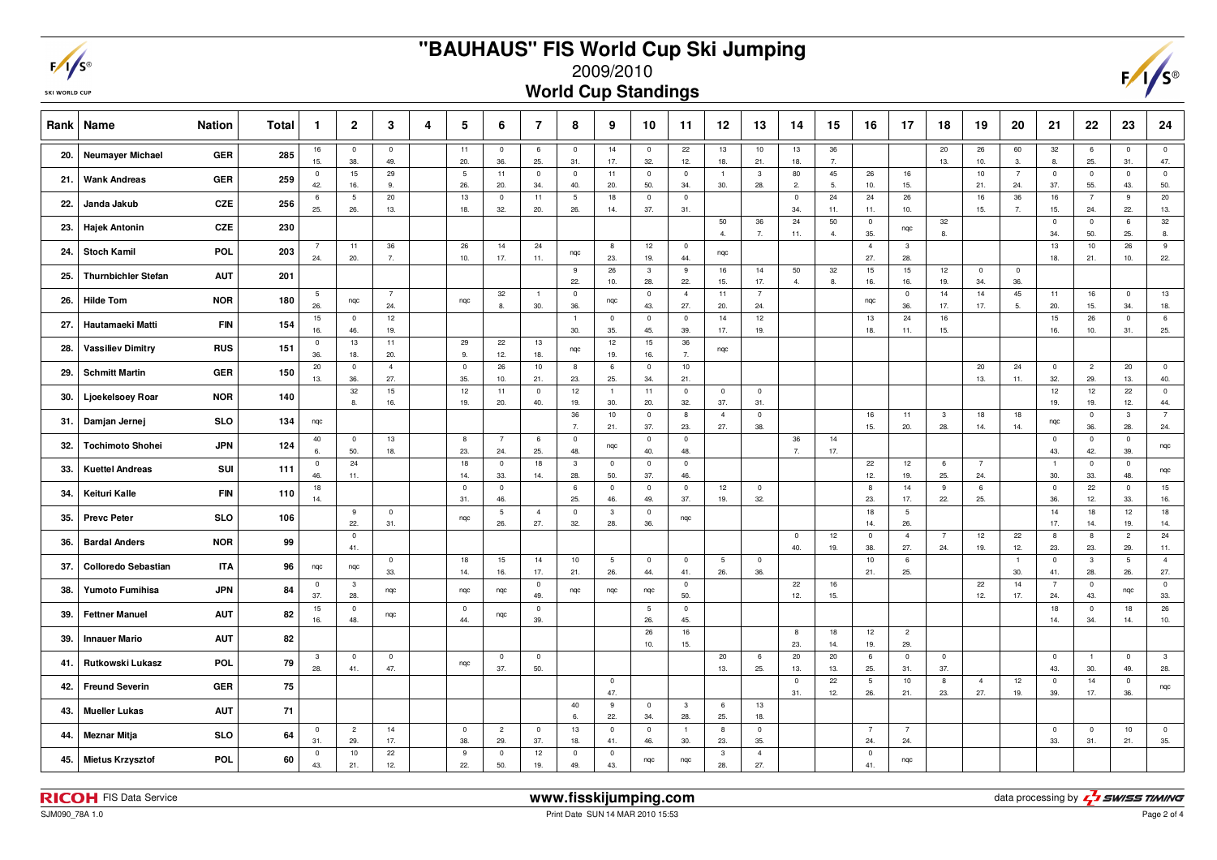# "BAUHAUS" FIS World Cup Ski Jumping

## 2009/2010

## World Cup Standings

| Rank | Name | Nation | Total | 1 | 2 | 3 | 4 | 5 | 6 | 7 | 8 | 9 | 10 | 11 | 12 | 13 | 14 | 15 | 16 | 17 | 18 | 19 | 20 | 21 | 22 | 23 | 24 |
|---|---|---|---|---|---|---|---|---|---|---|---|---|---|---|---|---|---|---|---|---|---|---|---|---|---|---|---|
| 20. | Neumayer Michael | GER | 285 | 16 15. | 0 38. | 0 49. | | 11 20. | 0 36. | 6 25. | 0 31. | 14 17. | 0 32. | 22 12. | 13 18. | 10 21. | 13 18. | 36 7. | | | 20 13. | 26 10. | 60 3. | 32 8. | 6 25. | 0 31. | 0 47. |
| 21. | Wank Andreas | GER | 259 | 0 42. | 15 16. | 29 9. | | 5 26. | 11 20. | 0 34. | 0 40. | 11 20. | 0 50. | 0 34. | 1 30. | 3 28. | 80 2. | 45 5. | 26 10. | 16 15. | | 10 21. | 7 24. | 0 37. | 0 55. | 0 43. | 0 50. |
| 22. | Janda Jakub | CZE | 256 | 6 25. | 5 26. | 20 13. | | 13 18. | 0 32. | 11 20. | 5 26. | 18 14. | 0 37. | 0 31. | | | 0 34. | 24 11. | 24 11. | 26 10. | | 16 15. | 36 7. | 16 15. | 7 24. | 9 22. | 20 13. |
| 23. | Hajek Antonin | CZE | 230 | | | | | | | | | | | | 50 4. | 36 7. | 24 11. | 50 4. | 0 35. | nqc | 32 8. | | | 0 34. | 0 50. | 6 25. | 32 8. |
| 24. | Stoch Kamil | POL | 203 | 7 24. | 11 20. | 36 7. | | 26 10. | 14 17. | 24 11. | nqc | 8 23. | 12 19. | 0 44. | nqc | | | | 4 27. | 3 28. | | | | 13 18. | 10 21. | 26 10. | 9 22. |
| 25. | Thurnbichler Stefan | AUT | 201 | | | | | | | | 9 22. | 26 10. | 3 28. | 9 22. | 16 15. | 14 17. | 50 4. | 32 8. | 15 16. | 15 16. | 12 19. | 0 34. | 0 36. | | | | |
| 26. | Hilde Tom | NOR | 180 | 5 26. | nqc | 7 24. | | nqc | 32 8. | 1 30. | 0 36. | nqc | 0 43. | 4 27. | 11 20. | 7 24. | | | nqc | 0 36. | 14 17. | 14 17. | 45 5. | 11 20. | 16 15. | 0 34. | 13 18. |
| 27. | Hautamaeki Matti | FIN | 154 | 15 16. | 0 46. | 12 19. | | | | | 1 30. | 0 35. | 0 45. | 0 39. | 14 17. | 12 19. | | | 13 18. | 24 11. | 16 15. | | | 15 16. | 26 10. | 0 31. | 6 25. |
| 28. | Vassiliev Dimitry | RUS | 151 | 0 36. | 13 18. | 11 20. | | 29 9. | 22 12. | 13 18. | nqc | 12 19. | 15 16. | 36 7. | nqc | | | | | | | | | | | | |
| 29. | Schmitt Martin | GER | 150 | 20 13. | 0 36. | 4 27. | | 0 35. | 26 10. | 10 21. | 8 23. | 6 25. | 0 34. | 10 21. | | | | | | | | 20 13. | 24 11. | 0 32. | 2 29. | 20 13. | 0 40. |
| 30. | Ljoekelsoey Roar | NOR | 140 | | 32 8. | 15 16. | | 12 19. | 11 20. | 0 40. | 12 19. | 1 30. | 11 20. | 0 32. | 0 37. | 0 31. | | | | | | | | 12 19. | 12 19. | 22 12. | 0 44. |
| 31. | Damjan Jernej | SLO | 134 | nqc | | | | | | | 36 7. | 10 21. | 0 37. | 8 23. | 4 27. | 0 38. | | | 16 15. | 11 20. | 3 28. | 18 14. | 18 14. | nqc | 0 36. | 3 28. | 7 24. |
| 32. | Tochimoto Shohei | JPN | 124 | 40 6. | 0 50. | 13 18. | | 8 23. | 7 24. | 6 25. | 0 48. | nqc | 0 40. | 0 48. | | | 36 7. | 14 17. | | | | | | 0 43. | 0 42. | 0 39. | nqc |
| 33. | Kuettel Andreas | SUI | 111 | 0 46. | 24 11. | | | 18 14. | 0 33. | 18 14. | 3 28. | 0 50. | 0 37. | 0 46. | | | | | 22 12. | 12 19. | 6 25. | 7 24. | | 1 30. | 0 33. | 0 48. | nqc |
| 34. | Keituri Kalle | FIN | 110 | 18 14. | | | | 0 31. | 0 46. | | 6 25. | 0 46. | 0 49. | 0 37. | 12 19. | 0 32. | | | 8 23. | 14 17. | 9 22. | 6 25. | | 0 36. | 22 12. | 0 33. | 15 16. |
| 35. | Prevc Peter | SLO | 106 | | 9 22. | 0 31. | | nqc | 5 26. | 4 27. | 0 32. | 3 28. | 0 36. | nqc | | | | | 18 14. | 5 26. | | | | 14 17. | 18 14. | 12 19. | 18 14. |
| 36. | Bardal Anders | NOR | 99 | | 0 41. | | | | | | | | | | | | 0 40. | 12 19. | 0 38. | 4 27. | 7 24. | 12 19. | 22 12. | 8 23. | 8 23. | 2 29. | 24 11. |
| 37. | Colloredo Sebastian | ITA | 96 | nqc | nqc | 0 33. | | 18 14. | 15 16. | 14 17. | 10 21. | 5 26. | 0 44. | 0 41. | 5 26. | 0 36. | | | 10 21. | 6 25. | | | 1 30. | 0 41. | 3 28. | 5 26. | 4 27. |
| 38. | Yumoto Fumihisa | JPN | 84 | 0 37. | 3 28. | nqc | | nqc | nqc | 0 49. | nqc | nqc | nqc | 0 50. | | | 22 12. | 16 15. | | | | 22 12. | 14 17. | 7 24. | 0 43. | nqc | 0 33. |
| 39. | Fettner Manuel | AUT | 82 | 15 16. | 0 48. | nqc | | 0 44. | nqc | 0 39. | | | 5 26. | 0 45. | | | | | | | | | | 18 14. | 0 34. | 18 14. | 26 10. |
| 39. | Innauer Mario | AUT | 82 | | | | | | | | | | 26 10. | 16 15. | | | 8 23. | 18 14. | 12 19. | 2 29. | | | | | | | |
| 41. | Rutkowski Lukasz | POL | 79 | 3 28. | 0 41. | 0 47. | | nqc | 0 37. | 0 50. | | | | | 20 13. | 6 25. | 20 13. | 20 13. | 6 25. | 0 31. | 0 37. | | | 0 43. | 1 30. | 0 49. | 3 28. |
| 42. | Freund Severin | GER | 75 | | | | | | | | | 0 47. | | | | | 0 31. | 22 12. | 5 26. | 10 21. | 8 23. | 4 27. | 12 19. | 0 39. | 14 17. | 0 36. | nqc |
| 43. | Mueller Lukas | AUT | 71 | | | | | | | | 40 6. | 9 22. | 0 34. | 3 28. | 6 25. | 13 18. | | | | | | | | | | | |
| 44. | Meznar Mitja | SLO | 64 | 0 31. | 2 29. | 14 17. | | 0 38. | 2 29. | 0 37. | 13 18. | 0 41. | 0 46. | 1 30. | 8 23. | 0 35. | | | 7 24. | 7 24. | | | | 0 33. | 0 31. | 10 21. | 0 35. |
| 45. | Mietus Krzysztof | POL | 60 | 0 43. | 10 21. | 22 12. | | 9 22. | 0 50. | 12 19. | 0 49. | 0 43. | nqc | nqc | 3 28. | 4 27. | | | 0 41. | nqc | | | | | | | |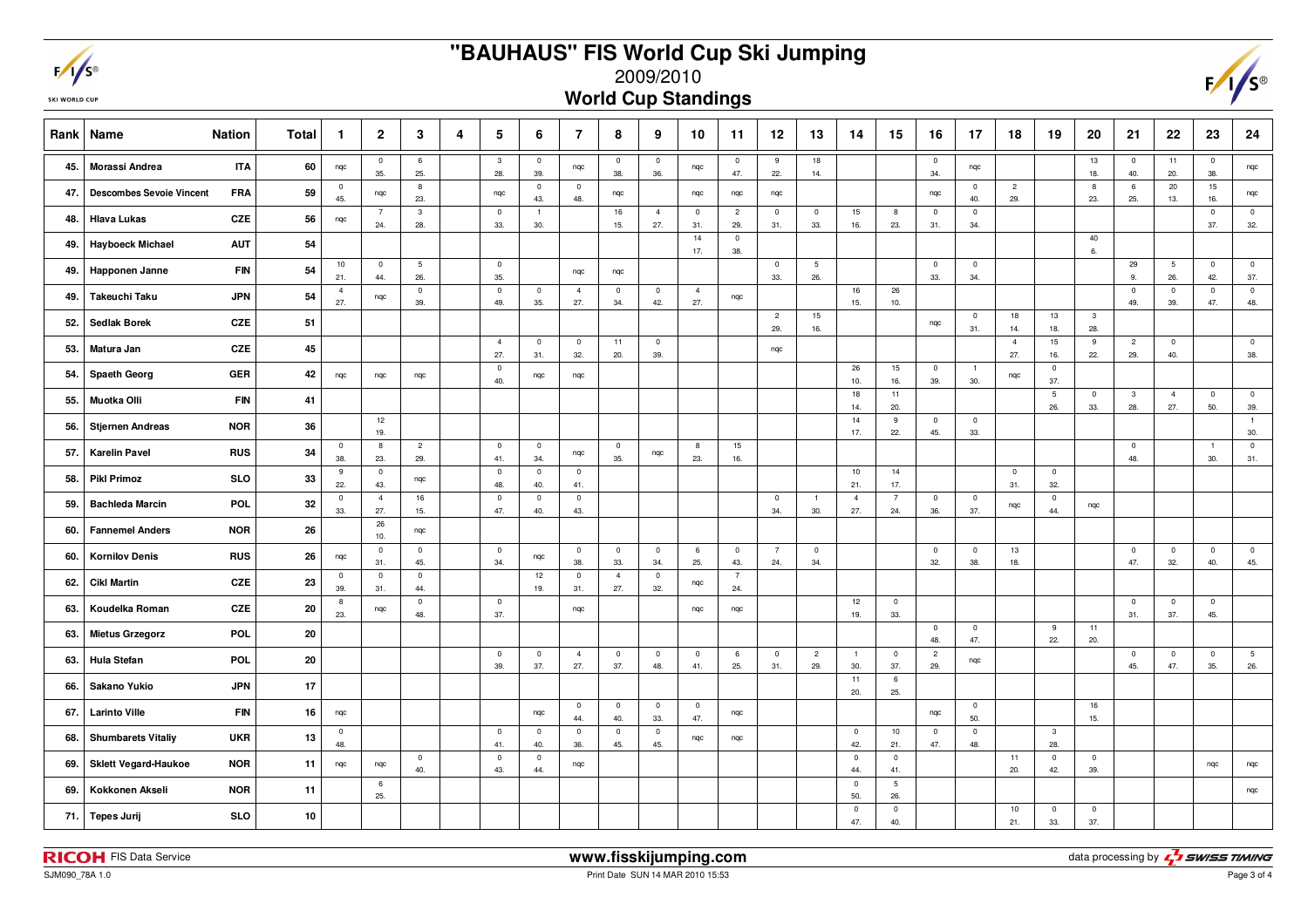# "BAUHAUS" FIS World Cup Ski Jumping

## 2009/2010

## World Cup Standings

| Rank | Name | Nation | Total | 1 | 2 | 3 | 4 | 5 | 6 | 7 | 8 | 9 | 10 | 11 | 12 | 13 | 14 | 15 | 16 | 17 | 18 | 19 | 20 | 21 | 22 | 23 | 24 |
|---|---|---|---|---|---|---|---|---|---|---|---|---|---|---|---|---|---|---|---|---|---|---|---|---|---|---|---|
| 45. | Morassi Andrea | ITA | 60 | nqc | 0 35. | 6 25. | | 3 28. | 0 39. | nqc | 0 38. | 0 36. | nqc | 0 47. | 9 22. | 18 14. | | | 0 34. | nqc | | | 13 18. | 0 40. | 11 20. | 0 38. | nqc |
| 47. | Descombes Sevoie Vincent | FRA | 59 | 0 45. | nqc | 8 23. | | nqc | 0 43. | 0 48. | nqc | | nqc | nqc | nqc | | | | nqc | 0 40. | 2 29. | | 8 23. | 6 25. | 20 13. | 15 16. | nqc |
| 48. | Hlava Lukas | CZE | 56 | nqc | 7 24. | 3 28. | | 0 33. | 1 30. | | 16 15. | 4 27. | 0 31. | 2 29. | 0 31. | 0 33. | 15 16. | 8 23. | 0 31. | 0 34. | | | | | | 0 37. | 0 32. |
| 49. | Hayboeck Michael | AUT | 54 | | | | | | | | | | 14 17. | 0 38. | | | | | | | | | 40 6. | | | | |
| 49. | Happonen Janne | FIN | 54 | 10 21. | 0 44. | 5 26. | | 0 35. | | nqc | nqc | | | | 0 33. | 5 26. | | | 0 33. | 0 34. | | | | 29 9. | 5 26. | 0 42. | 0 37. |
| 49. | Takeuchi Taku | JPN | 54 | 4 27. | nqc | 0 39. | | 0 49. | 0 35. | 4 27. | 0 34. | 0 42. | 4 27. | nqc | | | 16 15. | 26 10. | | | | | | 0 49. | 0 39. | 0 47. | 0 48. |
| 52. | Sedlak Borek | CZE | 51 | | | | | | | | | | | | 2 29. | 15 16. | | | nqc | 0 31. | 18 14. | 13 18. | 3 28. | | | | |
| 53. | Matura Jan | CZE | 45 | | | | | 4 27. | 0 31. | 0 32. | 11 20. | 0 39. | | | nqc | | | | | | 4 27. | 15 16. | 9 22. | 2 29. | 0 40. | | 0 38. |
| 54. | Spaeth Georg | GER | 42 | nqc | nqc | nqc | | 0 40. | nqc | nqc | | | | | | | 26 10. | 15 16. | 0 39. | 1 30. | nqc | 0 37. | | | | | |
| 55. | Muotka Olli | FIN | 41 | | | | | | | | | | | | | | 18 14. | 11 20. | | | | 5 26. | 0 33. | 3 28. | 4 27. | 0 50. | 0 39. |
| 56. | Stjernen Andreas | NOR | 36 | | 12 19. | | | | | | | | | | | | 14 17. | 9 22. | 0 45. | 0 33. | | | | | | | 1 30. |
| 57. | Karelin Pavel | RUS | 34 | 0 38. | 8 23. | 2 29. | | 0 41. | 0 34. | nqc | 0 35. | nqc | 8 23. | 15 16. | | | | | | | | | | 0 48. | | 1 30. | 0 31. |
| 58. | Pikl Primoz | SLO | 33 | 9 22. | 0 43. | nqc | | 0 48. | 0 40. | 0 41. | | | | | | | 10 21. | 14 17. | | | 0 31. | 0 32. | | | | | |
| 59. | Bachleda Marcin | POL | 32 | 0 33. | 4 27. | 16 15. | | 0 47. | 0 40. | 0 43. | | | | | 0 34. | 1 30. | 4 27. | 7 24. | 0 36. | 0 37. | nqc | 0 44. | nqc | | | | |
| 60. | Fannemel Anders | NOR | 26 | | 26 10. | nqc | | | | | | | | | | | | | | | | | | | | | |
| 60. | Kornilov Denis | RUS | 26 | nqc | 0 31. | 0 45. | | 0 34. | nqc | 0 38. | 0 33. | 0 34. | 6 25. | 0 43. | 7 24. | 0 34. | | | 0 32. | 0 38. | 13 18. | | | 0 47. | 0 32. | 0 40. | 0 45. |
| 62. | Cikl Martin | CZE | 23 | 0 39. | 0 31. | 0 44. | | | 12 19. | 0 31. | 4 27. | 0 32. | nqc | 7 24. | | | | | | | | | | | | | |
| 63. | Koudelka Roman | CZE | 20 | 8 23. | nqc | 0 48. | | 0 37. | | nqc | | | nqc | nqc | | | 12 19. | 0 33. | | | | | | 0 31. | 0 37. | 0 45. | |
| 63. | Mietus Grzegorz | POL | 20 | | | | | | | | | | | | | | | | 0 48. | 0 47. | | 9 22. | 11 20. | | | | |
| 63. | Hula Stefan | POL | 20 | | | | | 0 39. | 0 37. | 4 27. | 0 37. | 0 48. | 0 41. | 6 25. | 0 31. | 2 29. | 1 30. | 0 37. | 2 29. | nqc | | | | 0 45. | 0 47. | 0 35. | 5 26. |
| 66. | Sakano Yukio | JPN | 17 | | | | | | | | | | | | | | 11 20. | 6 25. | | | | | | | | | |
| 67. | Larinto Ville | FIN | 16 | nqc | | | | | nqc | 0 44. | 0 40. | 0 33. | 0 47. | nqc | | | | | nqc | 0 50. | | | 16 15. | | | | |
| 68. | Shumbarets Vitaliy | UKR | 13 | 0 48. | | | | 0 41. | 0 40. | 0 36. | 0 45. | 0 45. | nqc | nqc | | | 0 42. | 10 21. | 0 47. | 0 48. | | 3 28. | | | | | |
| 69. | Sklett Vegard-Haukoe | NOR | 11 | nqc | nqc | 0 40. | | 0 43. | 0 44. | nqc | | | | | | | 0 44. | 0 41. | | | 11 20. | 0 42. | 0 39. | | | nqc | nqc |
| 69. | Kokkonen Akseli | NOR | 11 | | 6 25. | | | | | | | | | | | | 0 50. | 5 26. | | | | | | | | | nqc |
| 71. | Tepes Jurij | SLO | 10 | | | | | | | | | | | | | | 0 47. | 0 40. | | | 10 21. | 0 33. | 0 37. | | | | |

RICOH FIS Data Service

www.fisskijumping.com

data processing by SWISS TIMING

SJM090_78A 1.0

Print Date SUN 14 MAR 2010 15:53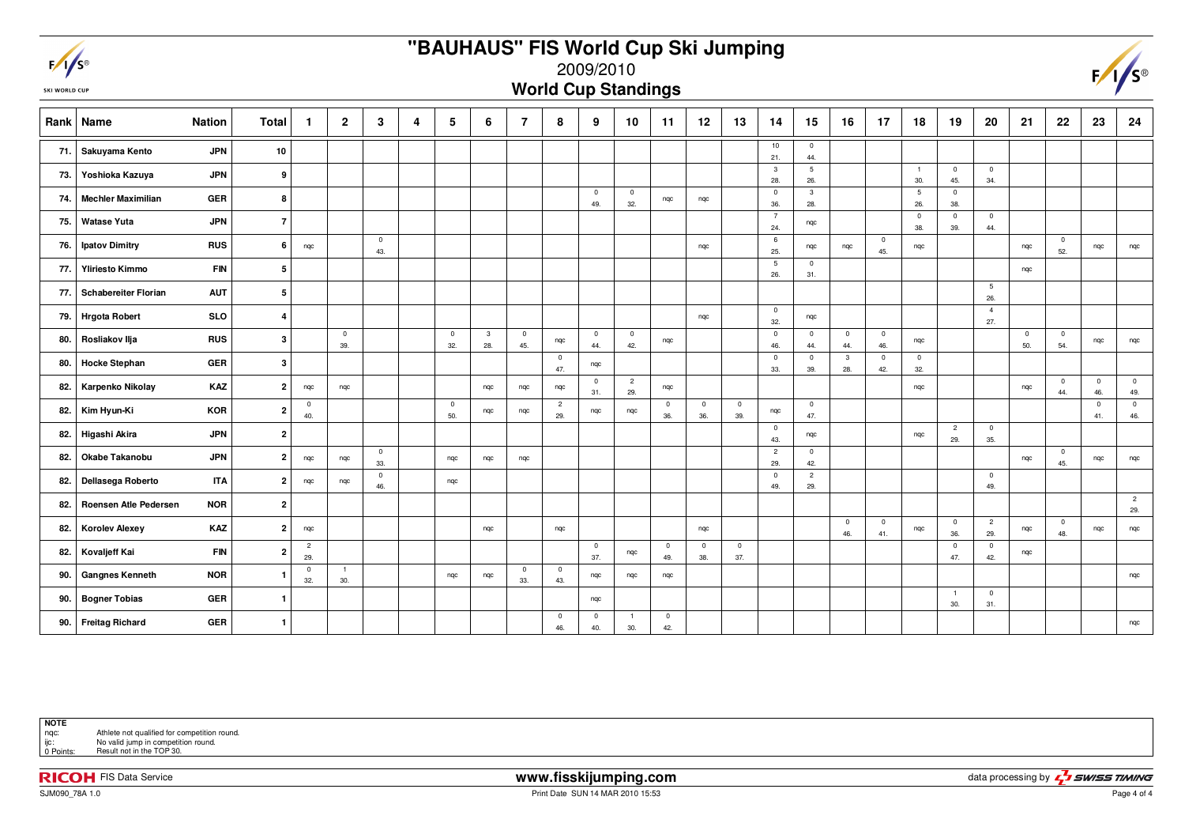# "BAUHAUS" FIS World Cup Ski Jumping

## 2009/2010

## World Cup Standings

| Rank | Name | Nation | Total | 1 | 2 | 3 | 4 | 5 | 6 | 7 | 8 | 9 | 10 | 11 | 12 | 13 | 14 | 15 | 16 | 17 | 18 | 19 | 20 | 21 | 22 | 23 | 24 |
|---|---|---|---|---|---|---|---|---|---|---|---|---|---|---|---|---|---|---|---|---|---|---|---|---|---|---|---|
| 71. | Sakuyama Kento | JPN | 10 | | | | | | | | | | | | | | 10 21. | 0 44. | | | | | | | | | |
| 73. | Yoshioka Kazuya | JPN | 9 | | | | | | | | | | | | | | 3 28. | 5 26. | | | 1 30. | 0 45. | 0 34. | | | | |
| 74. | Mechler Maximilian | GER | 8 | | | | | | | | | 0 49. | 0 32. | nqc | nqc | | 0 36. | 3 28. | | | 5 26. | 0 38. | | | | | |
| 75. | Watase Yuta | JPN | 7 | | | | | | | | | | | | | | 7 24. | nqc | | | 0 38. | 0 39. | 0 44. | | | | |
| 76. | Ipatov Dimitry | RUS | 6 | nqc | | 0 43. | | | | | | | | | nqc | | 6 25. | nqc | nqc | 0 45. | nqc | | | nqc | 0 52. | nqc | nqc |
| 77. | Ylirieso Kimmo | FIN | 5 | | | | | | | | | | | | | | 5 26. | 0 31. | | | | | | nqc | | | |
| 77. | Schabereiter Florian | AUT | 5 | | | | | | | | | | | | | | | | | | | | 5 26. | | | | |
| 79. | Hrgota Robert | SLO | 4 | | | | | | | | | | | | nqc | | 0 32. | nqc | | | | | 4 27. | | | | |
| 80. | Rosliakov Ilja | RUS | 3 | | 0 39. | | | 0 32. | 3 28. | 0 45. | nqc | 0 44. | 0 42. | nqc | | | 0 46. | 0 44. | 0 44. | 0 46. | nqc | | | 0 50. | 0 54. | nqc | nqc |
| 80. | Hocke Stephan | GER | 3 | | | | | | | | 0 47. | nqc | | | | | 0 33. | 0 39. | 3 28. | 0 42. | 0 32. | | | | | | |
| 82. | Karpenko Nikolay | KAZ | 2 | nqc | nqc | | | | nqc | nqc | nqc | 0 31. | 2 29. | nqc | | | | | | | nqc | | | nqc | 0 44. | 0 46. | 0 49. |
| 82. | Kim Hyun-Ki | KOR | 2 | 0 40. | | | | 0 50. | nqc | nqc | 2 29. | nqc | nqc | 0 36. | 0 36. | 0 39. | nqc | 0 47. | | | | | | | | 0 41. | 0 46. |
| 82. | Higashi Akira | JPN | 2 | | | | | | | | | | | | | | 0 43. | nqc | | | nqc | 2 29. | 0 35. | | | | |
| 82. | Okabe Takanobu | JPN | 2 | nqc | nqc | 0 33. | | nqc | nqc | nqc | | | | | | | 2 29. | 0 42. | | | | | | nqc | 0 45. | nqc | nqc |
| 82. | Dellasega Roberto | ITA | 2 | nqc | nqc | 0 46. | | nqc | | | | | | | | | 0 49. | 2 29. | | | | | 0 49. | | | | |
| 82. | Roensen Atle Pedersen | NOR | 2 | | | | | | | | | | | | | | | | | | | | | | | | 2 29. |
| 82. | Korolev Alexey | KAZ | 2 | nqc | | | | | nqc | | nqc | | | | nqc | | | | 0 46. | 0 41. | nqc | 0 36. | 2 29. | nqc | 0 48. | nqc | nqc |
| 82. | Kovaljeff Kai | FIN | 2 | 2 29. | | | | | | | | 0 37. | nqc | 0 49. | 0 38. | 0 37. | | | | | | 0 47. | 0 42. | nqc | | | |
| 90. | Gangnes Kenneth | NOR | 1 | 0 32. | 1 30. | | | nqc | nqc | 0 33. | 0 43. | nqc | nqc | nqc | | | | | | | | | | | | | nqc |
| 90. | Bogner Tobias | GER | 1 | | | | | | | | | nqc | | | | | | | | | | 1 30. | 0 31. | | | | |
| 90. | Freitag Richard | GER | 1 | | | | | | | | 0 46. | 0 40. | 1 30. | 0 42. | | | | | | | | | | | | | nqc |

**NOTE**

nqc: Athlete not qualified for competition round.
ijc: No valid jump in competition round.
0 Points: Result not in the TOP 30.

RICOH FIS Data Service | www.fisskijumping.com | data processing by SWISS TIMING

SJM090_78A 1.0 | Print Date SUN 14 MAR 2010 15:53